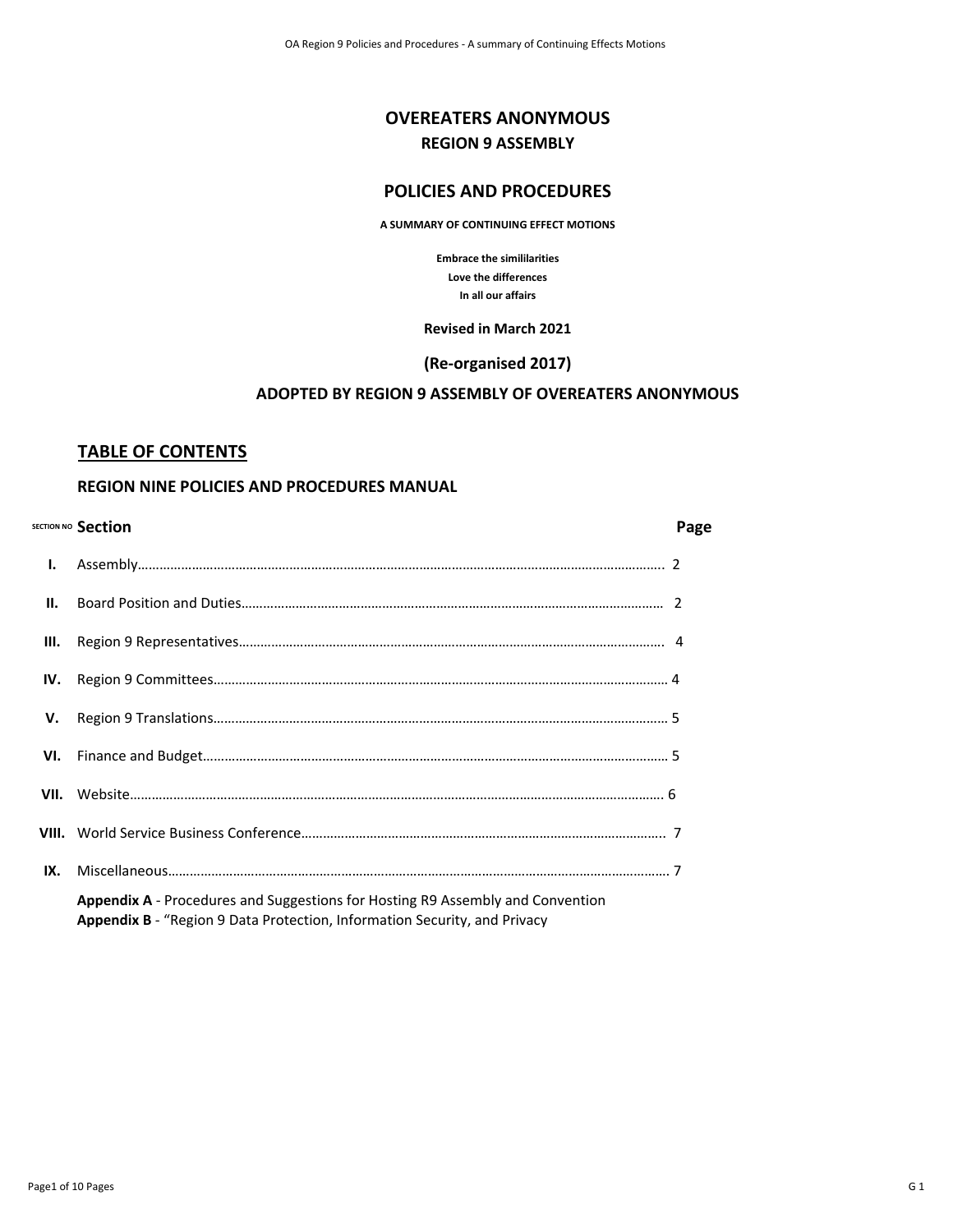# OVEREATERS ANONYMOUS

## REGION 9 ASSEMBLY

## POLICIES AND PROCEDURES

**A SUMMARY OF CONTINUING EFFECT MOTIONS**

**Embrace the simililarities**
**Love the differences**
**In all our affairs**

**Revised in March 2021**

**(Re-organised 2017)**

**ADOPTED BY REGION 9 ASSEMBLY OF OVEREATERS ANONYMOUS**

## TABLE OF CONTENTS

### REGION NINE POLICIES AND PROCEDURES MANUAL

| SECTION NO | Section | Page |
|---|---|---|
| I. | Assembly | 2 |
| II. | Board Position and Duties | 2 |
| III. | Region 9 Representatives | 4 |
| IV. | Region 9 Committees | 4 |
| V. | Region 9 Translations | 5 |
| VI. | Finance and Budget | 5 |
| VII. | Website | 6 |
| VIII. | World Service Business Conference | 7 |
| IX. | Miscellaneous | 7 |

**Appendix A** - Procedures and Suggestions for Hosting R9 Assembly and Convention
**Appendix B** - "Region 9 Data Protection, Information Security, and Privacy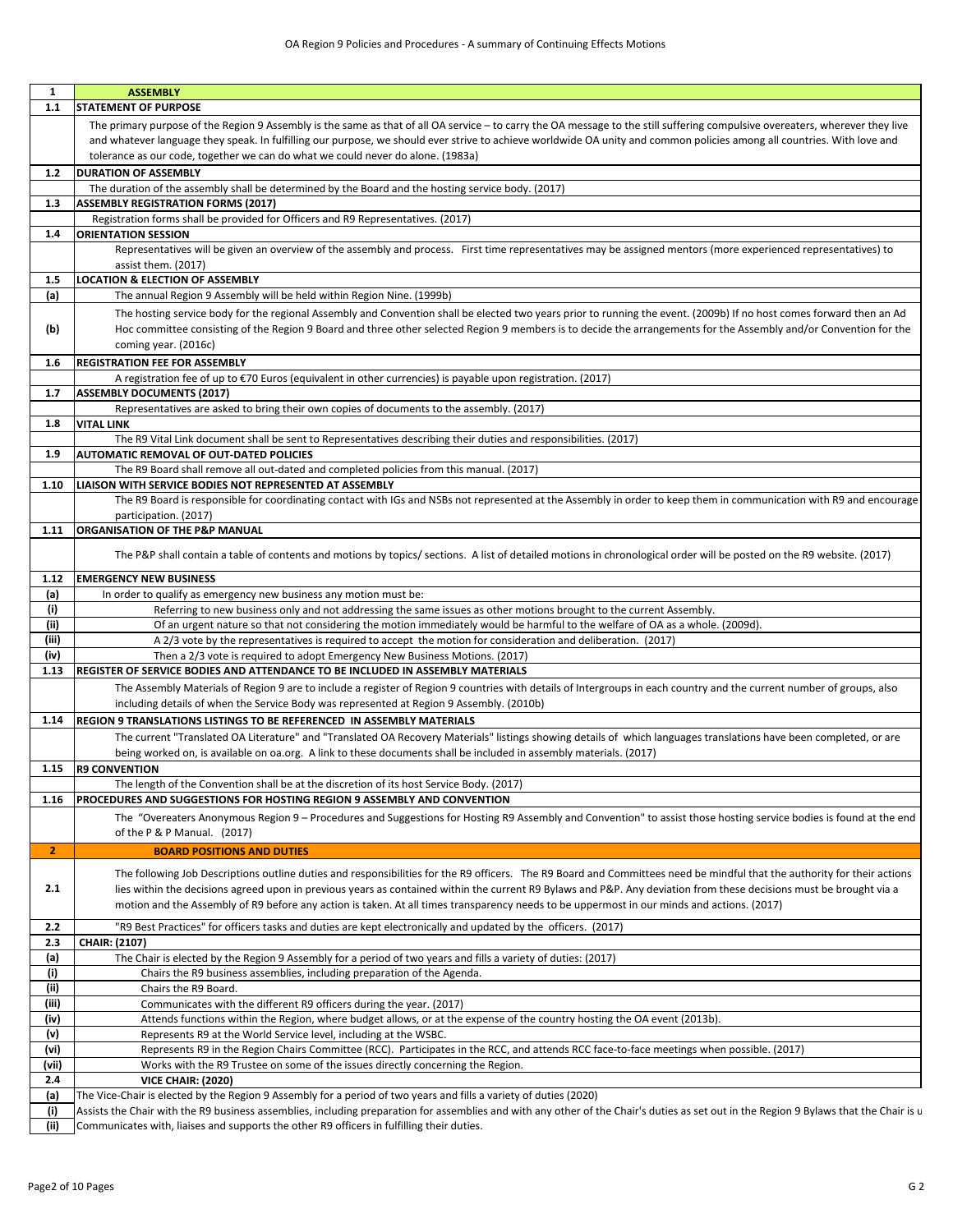| | |
|---|---|
| **1** | **ASSEMBLY** |
| **1.1** | **STATEMENT OF PURPOSE** |
| | The primary purpose of the Region 9 Assembly is the same as that of all OA service – to carry the OA message to the still suffering compulsive overeaters, wherever they live and whatever language they speak. In fulfilling our purpose, we should ever strive to achieve worldwide OA unity and common policies among all countries. With love and tolerance as our code, together we can do what we could never do alone. (1983a) |
| **1.2** | **DURATION OF ASSEMBLY** |
| | The duration of the assembly shall be determined by the Board and the hosting service body. (2017) |
| **1.3** | **ASSEMBLY REGISTRATION FORMS (2017)** |
| | Registration forms shall be provided for Officers and R9 Representatives. (2017) |
| **1.4** | **ORIENTATION SESSION** |
| | Representatives will be given an overview of the assembly and process. First time representatives may be assigned mentors (more experienced representatives) to assist them. (2017) |
| **1.5** | **LOCATION & ELECTION OF ASSEMBLY** |
| **(a)** | The annual Region 9 Assembly will be held within Region Nine. (1999b) |
| **(b)** | The hosting service body for the regional Assembly and Convention shall be elected two years prior to running the event. (2009b) If no host comes forward then an Ad Hoc committee consisting of the Region 9 Board and three other selected Region 9 members is to decide the arrangements for the Assembly and/or Convention for the coming year. (2016c) |
| **1.6** | **REGISTRATION FEE FOR ASSEMBLY** |
| | A registration fee of up to €70 Euros (equivalent in other currencies) is payable upon registration. (2017) |
| **1.7** | **ASSEMBLY DOCUMENTS (2017)** |
| | Representatives are asked to bring their own copies of documents to the assembly. (2017) |
| **1.8** | **VITAL LINK** |
| | The R9 Vital Link document shall be sent to Representatives describing their duties and responsibilities. (2017) |
| **1.9** | **AUTOMATIC REMOVAL OF OUT-DATED POLICIES** |
| | The R9 Board shall remove all out-dated and completed policies from this manual. (2017) |
| **1.10** | **LIAISON WITH SERVICE BODIES NOT REPRESENTED AT ASSEMBLY** |
| | The R9 Board is responsible for coordinating contact with IGs and NSBs not represented at the Assembly in order to keep them in communication with R9 and encourage participation. (2017) |
| **1.11** | **ORGANISATION OF THE P&P MANUAL** |
| | The P&P shall contain a table of contents and motions by topics/ sections. A list of detailed motions in chronological order will be posted on the R9 website. (2017) |
| **1.12** | **EMERGENCY NEW BUSINESS** |
| **(a)** | In order to qualify as emergency new business any motion must be: |
| **(i)** | Referring to new business only and not addressing the same issues as other motions brought to the current Assembly. |
| **(ii)** | Of an urgent nature so that not considering the motion immediately would be harmful to the welfare of OA as a whole. (2009d). |
| **(iii)** | A 2/3 vote by the representatives is required to accept the motion for consideration and deliberation. (2017) |
| **(iv)** | Then a 2/3 vote is required to adopt Emergency New Business Motions. (2017) |
| **1.13** | **REGISTER OF SERVICE BODIES AND ATTENDANCE TO BE INCLUDED IN ASSEMBLY MATERIALS** |
| | The Assembly Materials of Region 9 are to include a register of Region 9 countries with details of Intergroups in each country and the current number of groups, also including details of when the Service Body was represented at Region 9 Assembly. (2010b) |
| **1.14** | **REGION 9 TRANSLATIONS LISTINGS TO BE REFERENCED IN ASSEMBLY MATERIALS** |
| | The current "Translated OA Literature" and "Translated OA Recovery Materials" listings showing details of which languages translations have been completed, or are being worked on, is available on oa.org. A link to these documents shall be included in assembly materials. (2017) |
| **1.15** | **R9 CONVENTION** |
| | The length of the Convention shall be at the discretion of its host Service Body. (2017) |
| **1.16** | **PROCEDURES AND SUGGESTIONS FOR HOSTING REGION 9 ASSEMBLY AND CONVENTION** |
| | The "Overeaters Anonymous Region 9 – Procedures and Suggestions for Hosting R9 Assembly and Convention" to assist those hosting service bodies is found at the end of the P & P Manual. (2017) |
| **2** | **BOARD POSITIONS AND DUTIES** |
| **2.1** | The following Job Descriptions outline duties and responsibilities for the R9 officers. The R9 Board and Committees need be mindful that the authority for their actions lies within the decisions agreed upon in previous years as contained within the current R9 Bylaws and P&P. Any deviation from these decisions must be brought via a motion and the Assembly of R9 before any action is taken. At all times transparency needs to be uppermost in our minds and actions. (2017) |
| **2.2** | "R9 Best Practices" for officers tasks and duties are kept electronically and updated by the officers. (2017) |
| **2.3** | **CHAIR: (2107)** |
| **(a)** | The Chair is elected by the Region 9 Assembly for a period of two years and fills a variety of duties: (2017) |
| **(i)** | Chairs the R9 business assemblies, including preparation of the Agenda. |
| **(ii)** | Chairs the R9 Board. |
| **(iii)** | Communicates with the different R9 officers during the year. (2017) |
| **(iv)** | Attends functions within the Region, where budget allows, or at the expense of the country hosting the OA event (2013b). |
| **(v)** | Represents R9 at the World Service level, including at the WSBC. |
| **(vi)** | Represents R9 in the Region Chairs Committee (RCC). Participates in the RCC, and attends RCC face-to-face meetings when possible. (2017) |
| **(vii)** | Works with the R9 Trustee on some of the issues directly concerning the Region. |
| **2.4** | **VICE CHAIR: (2020)** |
| **(a)** | The Vice-Chair is elected by the Region 9 Assembly for a period of two years and fills a variety of duties: (2020) |
| **(i)** | Assists the Chair with the R9 business assemblies, including preparation for assemblies and with any other of the Chair's duties as set out in the Region 9 Bylaws that the Chair is u |
| **(ii)** | Communicates with, liaises and supports the other R9 officers in fulfilling their duties. |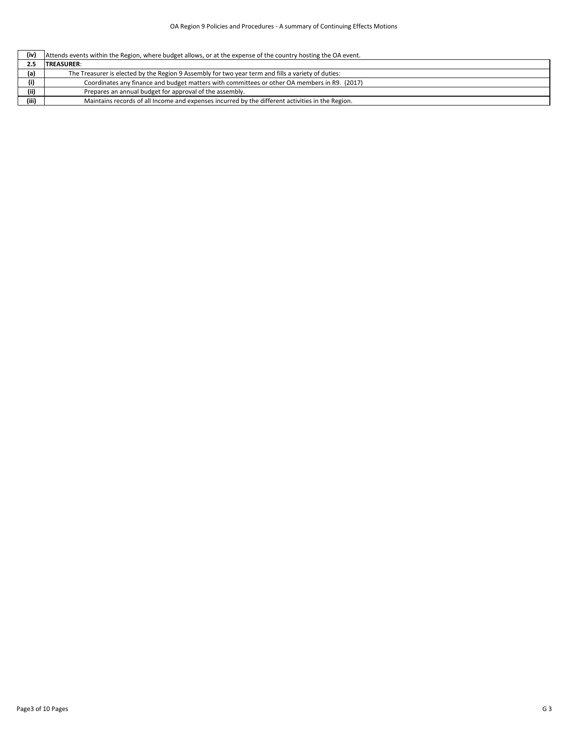| | |
|---|---|
| **(iv)** | Attends events within the Region, where budget allows, or at the expense of the country hosting the OA event. |
| **2.5** | **TREASURER**: |
| **(a)** | The Treasurer is elected by the Region 9 Assembly for two year term and fills a variety of duties: |
| **(i)** | Coordinates any finance and budget matters with committees or other OA members in R9. (2017) |
| **(ii)** | Prepares an annual budget for approval of the assembly. |
| **(iii)** | Maintains records of all Income and expenses incurred by the different activities in the Region. |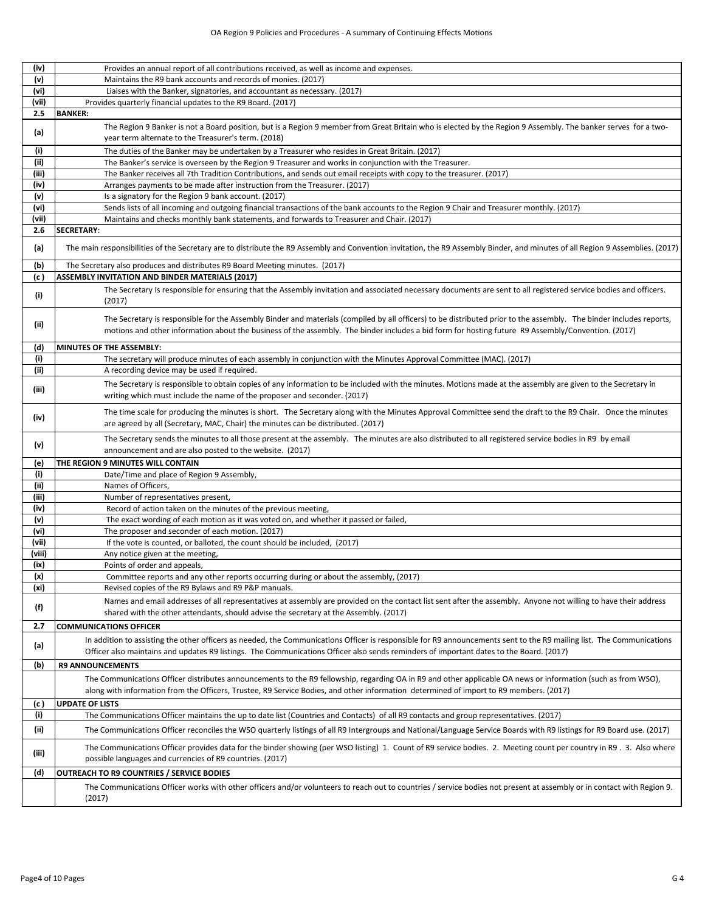| | |
|---|---|
| (iv) | Provides an annual report of all contributions received, as well as income and expenses. |
| (v) | Maintains the R9 bank accounts and records of monies. (2017) |
| (vi) | Liaises with the Banker, signatories, and accountant as necessary. (2017) |
| (vii) | Provides quarterly financial updates to the R9 Board. (2017) |
| **2.5** | **BANKER:** |
| (a) | The Region 9 Banker is not a Board position, but is a Region 9 member from Great Britain who is elected by the Region 9 Assembly. The banker serves for a two-year term alternate to the Treasurer's term. (2018) |
| (i) | The duties of the Banker may be undertaken by a Treasurer who resides in Great Britain. (2017) |
| (ii) | The Banker's service is overseen by the Region 9 Treasurer and works in conjunction with the Treasurer. |
| (iii) | The Banker receives all 7th Tradition Contributions, and sends out email receipts with copy to the treasurer. (2017) |
| (iv) | Arranges payments to be made after instruction from the Treasurer. (2017) |
| (v) | Is a signatory for the Region 9 bank account. (2017) |
| (vi) | Sends lists of all incoming and outgoing financial transactions of the bank accounts to the Region 9 Chair and Treasurer monthly. (2017) |
| (vii) | Maintains and checks monthly bank statements, and forwards to Treasurer and Chair. (2017) |
| **2.6** | **SECRETARY**: |
| (a) | The main responsibilities of the Secretary are to distribute the R9 Assembly and Convention invitation, the R9 Assembly Binder, and minutes of all Region 9 Assemblies. (2017) |
| (b) | The Secretary also produces and distributes R9 Board Meeting minutes. (2017) |
| (c) | **ASSEMBLY INVITATION AND BINDER MATERIALS (2017)** |
| (i) | The Secretary Is responsible for ensuring that the Assembly invitation and associated necessary documents are sent to all registered service bodies and officers. (2017) |
| (ii) | The Secretary is responsible for the Assembly Binder and materials (compiled by all officers) to be distributed prior to the assembly. The binder includes reports, motions and other information about the business of the assembly. The binder includes a bid form for hosting future R9 Assembly/Convention. (2017) |
| (d) | **MINUTES OF THE ASSEMBLY:** |
| (i) | The secretary will produce minutes of each assembly in conjunction with the Minutes Approval Committee (MAC). (2017) |
| (ii) | A recording device may be used if required. |
| (iii) | The Secretary is responsible to obtain copies of any information to be included with the minutes. Motions made at the assembly are given to the Secretary in writing which must include the name of the proposer and seconder. (2017) |
| (iv) | The time scale for producing the minutes is short. The Secretary along with the Minutes Approval Committee send the draft to the R9 Chair. Once the minutes are agreed by all (Secretary, MAC, Chair) the minutes can be distributed. (2017) |
| (v) | The Secretary sends the minutes to all those present at the assembly. The minutes are also distributed to all registered service bodies in R9 by email announcement and are also posted to the website. (2017) |
| (e) | **THE REGION 9 MINUTES WILL CONTAIN** |
| (i) | Date/Time and place of Region 9 Assembly, |
| (ii) | Names of Officers, |
| (iii) | Number of representatives present, |
| (iv) | Record of action taken on the minutes of the previous meeting, |
| (v) | The exact wording of each motion as it was voted on, and whether it passed or failed, |
| (vi) | The proposer and seconder of each motion. (2017) |
| (vii) | If the vote is counted, or balloted, the count should be included, (2017) |
| (viii) | Any notice given at the meeting, |
| (ix) | Points of order and appeals, |
| (x) | Committee reports and any other reports occurring during or about the assembly, (2017) |
| (xi) | Revised copies of the R9 Bylaws and R9 P&P manuals. |
| (f) | Names and email addresses of all representatives at assembly are provided on the contact list sent after the assembly. Anyone not willing to have their address shared with the other attendants, should advise the secretary at the Assembly. (2017) |
| **2.7** | **COMMUNICATIONS OFFICER** |
| (a) | In addition to assisting the other officers as needed, the Communications Officer is responsible for R9 announcements sent to the R9 mailing list. The Communications Officer also maintains and updates R9 listings. The Communications Officer also sends reminders of important dates to the Board. (2017) |
| (b) | **R9 ANNOUNCEMENTS** |
| | The Communications Officer distributes announcements to the R9 fellowship, regarding OA in R9 and other applicable OA news or information (such as from WSO), along with information from the Officers, Trustee, R9 Service Bodies, and other information determined of import to R9 members. (2017) |
| (c) | **UPDATE OF LISTS** |
| (i) | The Communications Officer maintains the up to date list (Countries and Contacts) of all R9 contacts and group representatives. (2017) |
| (ii) | The Communications Officer reconciles the WSO quarterly listings of all R9 Intergroups and National/Language Service Boards with R9 listings for R9 Board use. (2017) |
| (iii) | The Communications Officer provides data for the binder showing (per WSO listing) 1. Count of R9 service bodies. 2. Meeting count per country in R9 . 3. Also where possible languages and currencies of R9 countries. (2017) |
| (d) | **OUTREACH TO R9 COUNTRIES / SERVICE BODIES** |
| | The Communications Officer works with other officers and/or volunteers to reach out to countries / service bodies not present at assembly or in contact with Region 9. (2017) |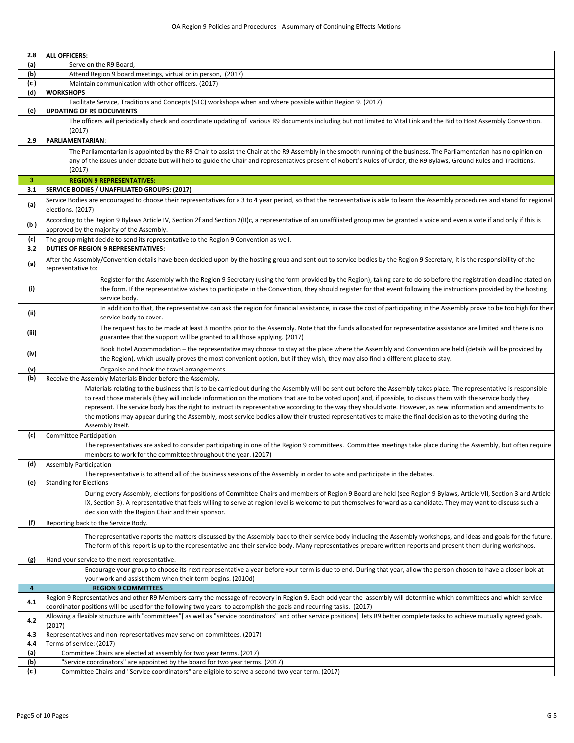| 2.8 | **ALL OFFICERS:** |
|---|---|
| (a) | Serve on the R9 Board, |
| (b) | Attend Region 9 board meetings, virtual or in person, (2017) |
| (c ) | Maintain communication with other officers. (2017) |
| (d) | **WORKSHOPS** |
| | Facilitate Service, Traditions and Concepts (STC) workshops when and where possible within Region 9. (2017) |
| (e) | **UPDATING OF R9 DOCUMENTS** |
| | The officers will periodically check and coordinate updating of various R9 documents including but not limited to Vital Link and the Bid to Host Assembly Convention. (2017) |
| 2.9 | **PARLIAMENTARIAN**: |
| | The Parliamentarian is appointed by the R9 Chair to assist the Chair at the R9 Assembly in the smooth running of the business. The Parliamentarian has no opinion on any of the issues under debate but will help to guide the Chair and representatives present of Robert's Rules of Order, the R9 Bylaws, Ground Rules and Traditions. (2017) |
| **3** | **REGION 9 REPRESENTATIVES:** |
| 3.1 | **SERVICE BODIES / UNAFFILIATED GROUPS: (2017)** |
| (a) | Service Bodies are encouraged to choose their representatives for a 3 to 4 year period, so that the representative is able to learn the Assembly procedures and stand for regional elections. (2017) |
| (b ) | According to the Region 9 Bylaws Article IV, Section 2f and Section 2(II)c, a representative of an unaffiliated group may be granted a voice and even a vote if and only if this is approved by the majority of the Assembly. |
| (c) | The group might decide to send its representative to the Region 9 Convention as well. |
| 3.2 | **DUTIES OF REGION 9 REPRESENTATIVES:** |
| (a) | After the Assembly/Convention details have been decided upon by the hosting group and sent out to service bodies by the Region 9 Secretary, it is the responsibility of the representative to: |
| (i) | Register for the Assembly with the Region 9 Secretary (using the form provided by the Region), taking care to do so before the registration deadline stated on the form. If the representative wishes to participate in the Convention, they should register for that event following the instructions provided by the hosting service body. |
| (ii) | In addition to that, the representative can ask the region for financial assistance, in case the cost of participating in the Assembly prove to be too high for their service body to cover. |
| (iii) | The request has to be made at least 3 months prior to the Assembly. Note that the funds allocated for representative assistance are limited and there is no guarantee that the support will be granted to all those applying. (2017) |
| (iv) | Book Hotel Accommodation – the representative may choose to stay at the place where the Assembly and Convention are held (details will be provided by the Region), which usually proves the most convenient option, but if they wish, they may also find a different place to stay. |
| (v) | Organise and book the travel arrangements. |
| (b) | Receive the Assembly Materials Binder before the Assembly. |
| | Materials relating to the business that is to be carried out during the Assembly will be sent out before the Assembly takes place. The representative is responsible to read those materials (they will include information on the motions that are to be voted upon) and, if possible, to discuss them with the service body they represent. The service body has the right to instruct its representative according to the way they should vote. However, as new information and amendments to the motions may appear during the Assembly, most service bodies allow their trusted representatives to make the final decision as to the voting during the Assembly itself. |
| (c) | Committee Participation |
| | The representatives are asked to consider participating in one of the Region 9 committees. Committee meetings take place during the Assembly, but often require members to work for the committee throughout the year. (2017) |
| (d) | Assembly Participation |
| | The representative is to attend all of the business sessions of the Assembly in order to vote and participate in the debates. |
| (e) | Standing for Elections |
| | During every Assembly, elections for positions of Committee Chairs and members of Region 9 Board are held (see Region 9 Bylaws, Article VII, Section 3 and Article IX, Section 3). A representative that feels willing to serve at region level is welcome to put themselves forward as a candidate. They may want to discuss such a decision with the Region Chair and their sponsor. |
| (f) | Reporting back to the Service Body. |
| | The representative reports the matters discussed by the Assembly back to their service body including the Assembly workshops, and ideas and goals for the future. The form of this report is up to the representative and their service body. Many representatives prepare written reports and present them during workshops. |
| (g) | Hand your service to the next representative. |
| | Encourage your group to choose its next representative a year before your term is due to end. During that year, allow the person chosen to have a closer look at your work and assist them when their term begins. (2010d) |
| **4** | **REGION 9 COMMITTEES** |
| 4.1 | Region 9 Representatives and other R9 Members carry the message of recovery in Region 9. Each odd year the assembly will determine which committees and which service coordinator positions will be used for the following two years to accomplish the goals and recurring tasks. (2017) |
| 4.2 | Allowing a flexible structure with "committees"[ as well as "service coordinators" and other service positions] lets R9 better complete tasks to achieve mutually agreed goals. (2017) |
| 4.3 | Representatives and non-representatives may serve on committees. (2017) |
| 4.4 | Terms of service: (2017) |
| (a) | Committee Chairs are elected at assembly for two year terms. (2017) |
| (b) | "Service coordinators" are appointed by the board for two year terms. (2017) |
| (c ) | Committee Chairs and "Service coordinators" are eligible to serve a second two year term. (2017) |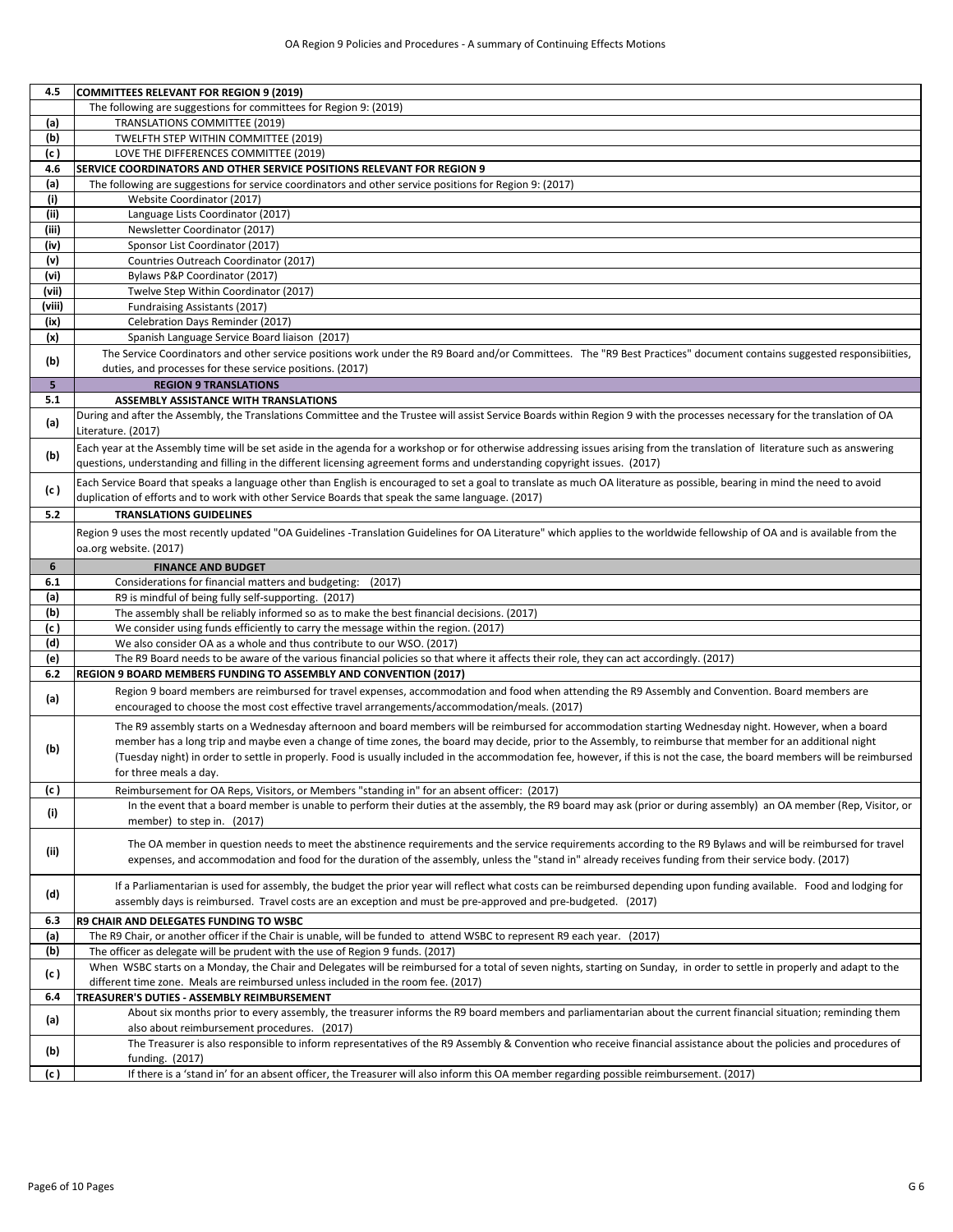| 4.5 | **COMMITTEES RELEVANT FOR REGION 9 (2019)** |
|---|---|
| | The following are suggestions for committees for Region 9: (2019) |
| (a) | TRANSLATIONS COMMITTEE (2019) |
| (b) | TWELFTH STEP WITHIN COMMITTEE (2019) |
| (c ) | LOVE THE DIFFERENCES COMMITTEE (2019) |
| 4.6 | **SERVICE COORDINATORS AND OTHER SERVICE POSITIONS RELEVANT FOR REGION 9** |
| (a) | The following are suggestions for service coordinators and other service positions for Region 9: (2017) |
| (i) | Website Coordinator (2017) |
| (ii) | Language Lists Coordinator (2017) |
| (iii) | Newsletter Coordinator (2017) |
| (iv) | Sponsor List Coordinator (2017) |
| (v) | Countries Outreach Coordinator (2017) |
| (vi) | Bylaws P&P Coordinator (2017) |
| (vii) | Twelve Step Within Coordinator (2017) |
| (viii) | Fundraising Assistants (2017) |
| (ix) | Celebration Days Reminder (2017) |
| (x) | Spanish Language Service Board liaison (2017) |
| (b) | The Service Coordinators and other service positions work under the R9 Board and/or Committees. The "R9 Best Practices" document contains suggested responsibiities, duties, and processes for these service positions. (2017) |
| **5** | **REGION 9 TRANSLATIONS** |
| 5.1 | **ASSEMBLY ASSISTANCE WITH TRANSLATIONS** |
| (a) | During and after the Assembly, the Translations Committee and the Trustee will assist Service Boards within Region 9 with the processes necessary for the translation of OA Literature. (2017) |
| (b) | Each year at the Assembly time will be set aside in the agenda for a workshop or for otherwise addressing issues arising from the translation of literature such as answering questions, understanding and filling in the different licensing agreement forms and understanding copyright issues. (2017) |
| (c ) | Each Service Board that speaks a language other than English is encouraged to set a goal to translate as much OA literature as possible, bearing in mind the need to avoid duplication of efforts and to work with other Service Boards that speak the same language. (2017) |
| 5.2 | **TRANSLATIONS GUIDELINES** |
| | Region 9 uses the most recently updated "OA Guidelines -Translation Guidelines for OA Literature" which applies to the worldwide fellowship of OA and is available from the oa.org website. (2017) |
| **6** | **FINANCE AND BUDGET** |
| 6.1 | Considerations for financial matters and budgeting: (2017) |
| (a) | R9 is mindful of being fully self-supporting. (2017) |
| (b) | The assembly shall be reliably informed so as to make the best financial decisions. (2017) |
| (c ) | We consider using funds efficiently to carry the message within the region. (2017) |
| (d) | We also consider OA as a whole and thus contribute to our WSO. (2017) |
| (e) | The R9 Board needs to be aware of the various financial policies so that where it affects their role, they can act accordingly. (2017) |
| 6.2 | **REGION 9 BOARD MEMBERS FUNDING TO ASSEMBLY AND CONVENTION (2017)** |
| (a) | Region 9 board members are reimbursed for travel expenses, accommodation and food when attending the R9 Assembly and Convention. Board members are encouraged to choose the most cost effective travel arrangements/accommodation/meals. (2017) |
| (b) | The R9 assembly starts on a Wednesday afternoon and board members will be reimbursed for accommodation starting Wednesday night. However, when a board member has a long trip and maybe even a change of time zones, the board may decide, prior to the Assembly, to reimburse that member for an additional night (Tuesday night) in order to settle in properly. Food is usually included in the accommodation fee, however, if this is not the case, the board members will be reimbursed for three meals a day. |
| (c ) | Reimbursement for OA Reps, Visitors, or Members "standing in" for an absent officer: (2017) |
| (i) | In the event that a board member is unable to perform their duties at the assembly, the R9 board may ask (prior or during assembly) an OA member (Rep, Visitor, or member) to step in. (2017) |
| (ii) | The OA member in question needs to meet the abstinence requirements and the service requirements according to the R9 Bylaws and will be reimbursed for travel expenses, and accommodation and food for the duration of the assembly, unless the "stand in" already receives funding from their service body. (2017) |
| (d) | If a Parliamentarian is used for assembly, the budget the prior year will reflect what costs can be reimbursed depending upon funding available. Food and lodging for assembly days is reimbursed. Travel costs are an exception and must be pre-approved and pre-budgeted. (2017) |
| 6.3 | **R9 CHAIR AND DELEGATES FUNDING TO WSBC** |
| (a) | The R9 Chair, or another officer if the Chair is unable, will be funded to attend WSBC to represent R9 each year. (2017) |
| (b) | The officer as delegate will be prudent with the use of Region 9 funds. (2017) |
| (c ) | When WSBC starts on a Monday, the Chair and Delegates will be reimbursed for a total of seven nights, starting on Sunday, in order to settle in properly and adapt to the different time zone. Meals are reimbursed unless included in the room fee. (2017) |
| 6.4 | **TREASURER'S DUTIES - ASSEMBLY REIMBURSEMENT** |
| (a) | About six months prior to every assembly, the treasurer informs the R9 board members and parliamentarian about the current financial situation; reminding them also about reimbursement procedures. (2017) |
| (b) | The Treasurer is also responsible to inform representatives of the R9 Assembly & Convention who receive financial assistance about the policies and procedures of funding. (2017) |
| (c ) | If there is a 'stand in' for an absent officer, the Treasurer will also inform this OA member regarding possible reimbursement. (2017) |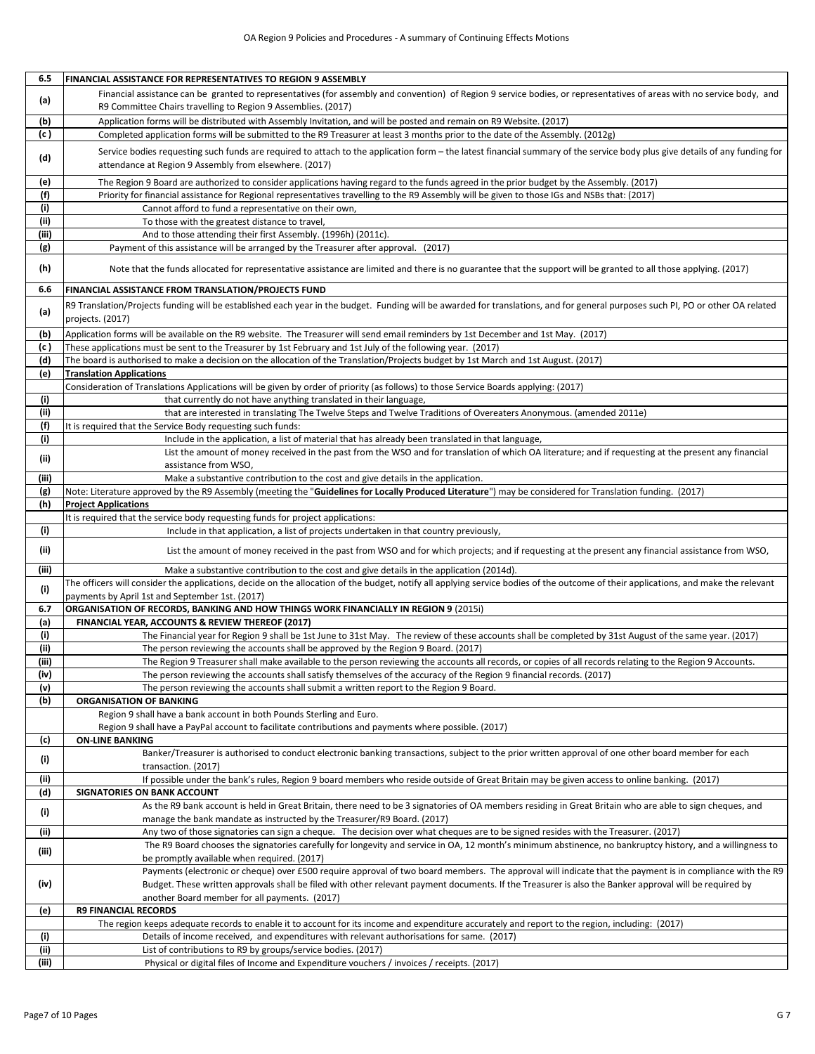| 6.5 | **FINANCIAL ASSISTANCE FOR REPRESENTATIVES TO REGION 9 ASSEMBLY** |
|---|---|
| (a) | Financial assistance can be granted to representatives (for assembly and convention) of Region 9 service bodies, or representatives of areas with no service body, and R9 Committee Chairs travelling to Region 9 Assemblies. (2017) |
| (b) | Application forms will be distributed with Assembly Invitation, and will be posted and remain on R9 Website. (2017) |
| (c ) | Completed application forms will be submitted to the R9 Treasurer at least 3 months prior to the date of the Assembly. (2012g) |
| (d) | Service bodies requesting such funds are required to attach to the application form – the latest financial summary of the service body plus give details of any funding for attendance at Region 9 Assembly from elsewhere. (2017) |
| (e) | The Region 9 Board are authorized to consider applications having regard to the funds agreed in the prior budget by the Assembly. (2017) |
| (f) | Priority for financial assistance for Regional representatives travelling to the R9 Assembly will be given to those IGs and NSBs that: (2017) |
| (i) | Cannot afford to fund a representative on their own, |
| (ii) | To those with the greatest distance to travel, |
| (iii) | And to those attending their first Assembly. (1996h) (2011c). |
| (g) | Payment of this assistance will be arranged by the Treasurer after approval. (2017) |
| (h) | Note that the funds allocated for representative assistance are limited and there is no guarantee that the support will be granted to all those applying. (2017) |
| 6.6 | **FINANCIAL ASSISTANCE FROM TRANSLATION/PROJECTS FUND** |
| (a) | R9 Translation/Projects funding will be established each year in the budget. Funding will be awarded for translations, and for general purposes such PI, PO or other OA related projects. (2017) |
| (b) | Application forms will be available on the R9 website. The Treasurer will send email reminders by 1st December and 1st May. (2017) |
| (c ) | These applications must be sent to the Treasurer by 1st February and 1st July of the following year. (2017) |
| (d) | The board is authorised to make a decision on the allocation of the Translation/Projects budget by 1st March and 1st August. (2017) |
| (e) | **Translation Applications** |
| | Consideration of Translations Applications will be given by order of priority (as follows) to those Service Boards applying: (2017) |
| (i) | that currently do not have anything translated in their language, |
| (ii) | that are interested in translating The Twelve Steps and Twelve Traditions of Overeaters Anonymous. (amended 2011e) |
| (f) | It is required that the Service Body requesting such funds: |
| (i) | Include in the application, a list of material that has already been translated in that language, |
| (ii) | List the amount of money received in the past from the WSO and for translation of which OA literature; and if requesting at the present any financial assistance from WSO, |
| (iii) | Make a substantive contribution to the cost and give details in the application. |
| (g) | Note: Literature approved by the R9 Assembly (meeting the "**Guidelines for Locally Produced Literature**") may be considered for Translation funding. (2017) |
| (h) | **Project Applications** |
| | It is required that the service body requesting funds for project applications: |
| (i) | Include in that application, a list of projects undertaken in that country previously, |
| (ii) | List the amount of money received in the past from WSO and for which projects; and if requesting at the present any financial assistance from WSO, |
| (iii) | Make a substantive contribution to the cost and give details in the application (2014d). |
| (i) | The officers will consider the applications, decide on the allocation of the budget, notify all applying service bodies of the outcome of their applications, and make the relevant payments by April 1st and September 1st. (2017) |
| 6.7 | **ORGANISATION OF RECORDS, BANKING AND HOW THINGS WORK FINANCIALLY IN REGION 9** (2015i) |
| (a) | **FINANCIAL YEAR, ACCOUNTS & REVIEW THEREOF (2017)** |
| (i) | The Financial year for Region 9 shall be 1st June to 31st May. The review of these accounts shall be completed by 31st August of the same year. (2017) |
| (ii) | The person reviewing the accounts shall be approved by the Region 9 Board. (2017) |
| (iii) | The Region 9 Treasurer shall make available to the person reviewing the accounts all records, or copies of all records relating to the Region 9 Accounts. |
| (iv) | The person reviewing the accounts shall satisfy themselves of the accuracy of the Region 9 financial records. (2017) |
| (v) | The person reviewing the accounts shall submit a written report to the Region 9 Board. |
| (b) | **ORGANISATION OF BANKING** |
| | Region 9 shall have a bank account in both Pounds Sterling and Euro. Region 9 shall have a PayPal account to facilitate contributions and payments where possible. (2017) |
| (c) | **ON-LINE BANKING** |
| (i) | Banker/Treasurer is authorised to conduct electronic banking transactions, subject to the prior written approval of one other board member for each transaction. (2017) |
| (ii) | If possible under the bank's rules, Region 9 board members who reside outside of Great Britain may be given access to online banking. (2017) |
| (d) | **SIGNATORIES ON BANK ACCOUNT** |
| (i) | As the R9 bank account is held in Great Britain, there need to be 3 signatories of OA members residing in Great Britain who are able to sign cheques, and manage the bank mandate as instructed by the Treasurer/R9 Board. (2017) |
| (ii) | Any two of those signatories can sign a cheque. The decision over what cheques are to be signed resides with the Treasurer. (2017) |
| (iii) | The R9 Board chooses the signatories carefully for longevity and service in OA, 12 month's minimum abstinence, no bankruptcy history, and a willingness to be promptly available when required. (2017) |
| (iv) | Payments (electronic or cheque) over £500 require approval of two board members. The approval will indicate that the payment is in compliance with the R9 Budget. These written approvals shall be filed with other relevant payment documents. If the Treasurer is also the Banker approval will be required by another Board member for all payments. (2017) |
| (e) | **R9 FINANCIAL RECORDS** |
| | The region keeps adequate records to enable it to account for its income and expenditure accurately and report to the region, including: (2017) |
| (i) | Details of income received, and expenditures with relevant authorisations for same. (2017) |
| (ii) | List of contributions to R9 by groups/service bodies. (2017) |
| (iii) | Physical or digital files of Income and Expenditure vouchers / invoices / receipts. (2017) |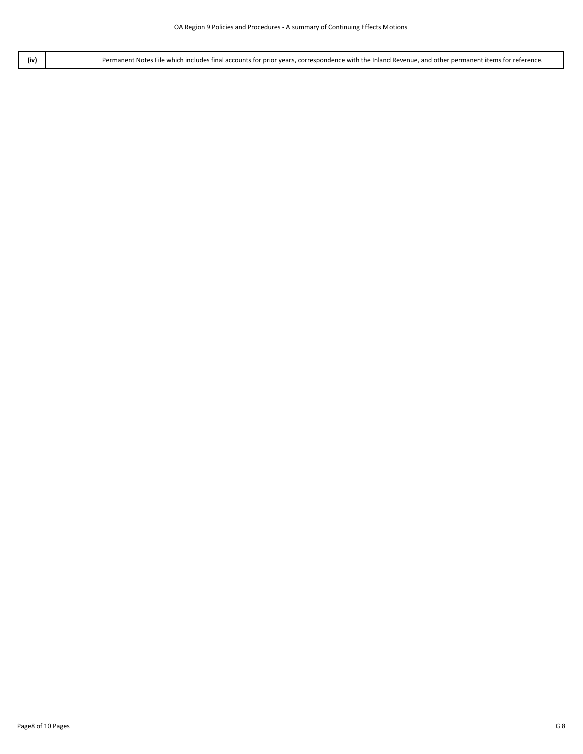| (iv) | Permanent Notes File which includes final accounts for prior years, correspondence with the Inland Revenue, and other permanent items for reference. |
|---|---|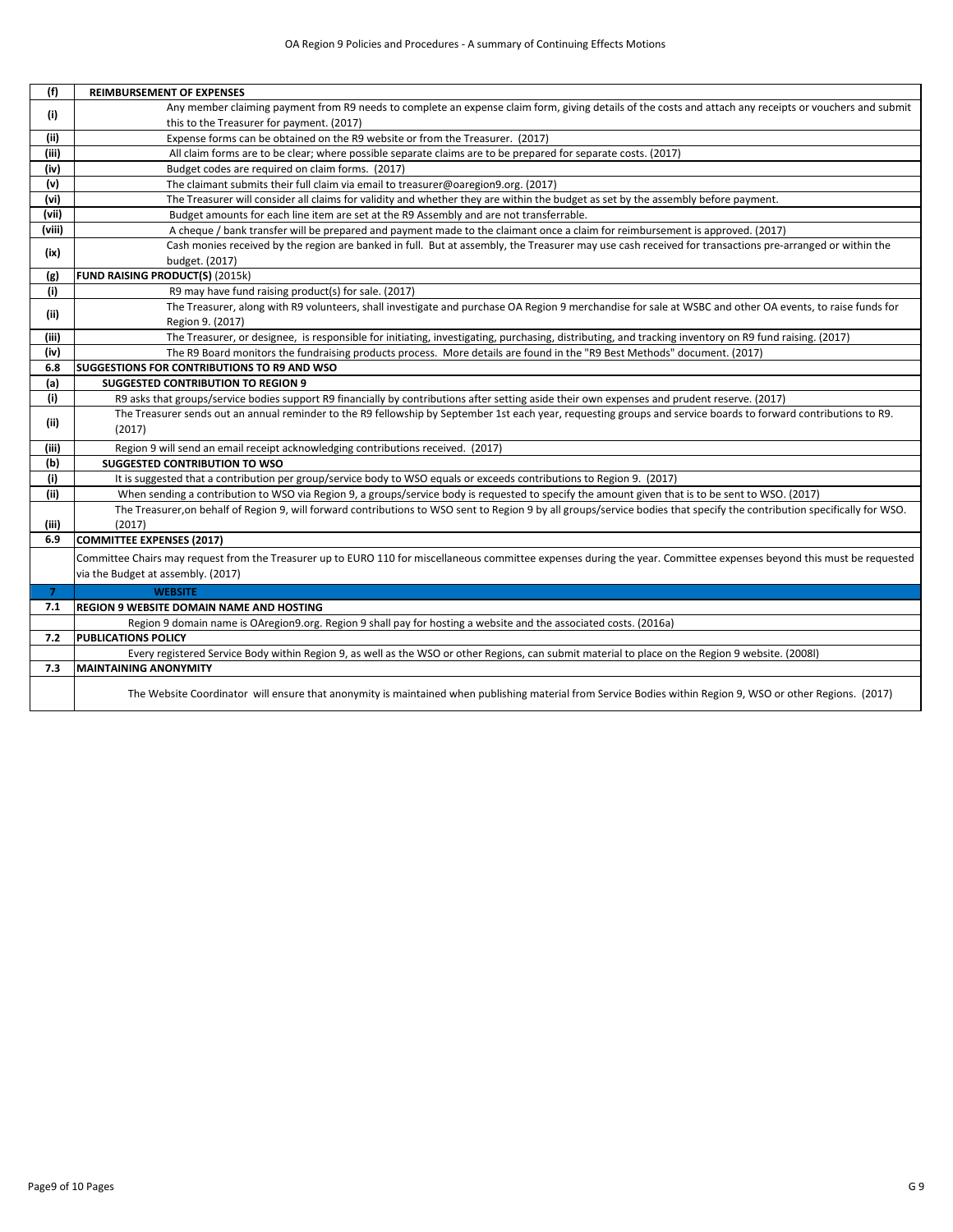| | |
|---|---|
| **(f)** | **REIMBURSEMENT OF EXPENSES** |
| (i) | Any member claiming payment from R9 needs to complete an expense claim form, giving details of the costs and attach any receipts or vouchers and submit this to the Treasurer for payment. (2017) |
| (ii) | Expense forms can be obtained on the R9 website or from the Treasurer. (2017) |
| (iii) | All claim forms are to be clear; where possible separate claims are to be prepared for separate costs. (2017) |
| (iv) | Budget codes are required on claim forms. (2017) |
| (v) | The claimant submits their full claim via email to treasurer@oaregion9.org. (2017) |
| (vi) | The Treasurer will consider all claims for validity and whether they are within the budget as set by the assembly before payment. |
| (vii) | Budget amounts for each line item are set at the R9 Assembly and are not transferrable. |
| (viii) | A cheque / bank transfer will be prepared and payment made to the claimant once a claim for reimbursement is approved. (2017) |
| (ix) | Cash monies received by the region are banked in full. But at assembly, the Treasurer may use cash received for transactions pre-arranged or within the budget. (2017) |
| **(g)** | **FUND RAISING PRODUCT(S)** (2015k) |
| (i) | R9 may have fund raising product(s) for sale. (2017) |
| (ii) | The Treasurer, along with R9 volunteers, shall investigate and purchase OA Region 9 merchandise for sale at WSBC and other OA events, to raise funds for Region 9. (2017) |
| (iii) | The Treasurer, or designee, is responsible for initiating, investigating, purchasing, distributing, and tracking inventory on R9 fund raising. (2017) |
| (iv) | The R9 Board monitors the fundraising products process. More details are found in the "R9 Best Methods" document. (2017) |
| **6.8** | **SUGGESTIONS FOR CONTRIBUTIONS TO R9 AND WSO** |
| **(a)** | **SUGGESTED CONTRIBUTION TO REGION 9** |
| (i) | R9 asks that groups/service bodies support R9 financially by contributions after setting aside their own expenses and prudent reserve. (2017) |
| (ii) | The Treasurer sends out an annual reminder to the R9 fellowship by September 1st each year, requesting groups and service boards to forward contributions to R9. (2017) |
| (iii) | Region 9 will send an email receipt acknowledging contributions received. (2017) |
| **(b)** | **SUGGESTED CONTRIBUTION TO WSO** |
| (i) | It is suggested that a contribution per group/service body to WSO equals or exceeds contributions to Region 9. (2017) |
| (ii) | When sending a contribution to WSO via Region 9, a groups/service body is requested to specify the amount given that is to be sent to WSO. (2017) |
| (iii) | The Treasurer,on behalf of Region 9, will forward contributions to WSO sent to Region 9 by all groups/service bodies that specify the contribution specifically for WSO. (2017) |
| **6.9** | **COMMITTEE EXPENSES (2017)** |
| | Committee Chairs may request from the Treasurer up to EURO 110 for miscellaneous committee expenses during the year. Committee expenses beyond this must be requested via the Budget at assembly. (2017) |
| **7** | **WEBSITE** |
| **7.1** | **REGION 9 WEBSITE DOMAIN NAME AND HOSTING** |
| | Region 9 domain name is OAregion9.org. Region 9 shall pay for hosting a website and the associated costs. (2016a) |
| **7.2** | **PUBLICATIONS POLICY** |
| | Every registered Service Body within Region 9, as well as the WSO or other Regions, can submit material to place on the Region 9 website. (2008l) |
| **7.3** | **MAINTAINING ANONYMITY** |
| | The Website Coordinator will ensure that anonymity is maintained when publishing material from Service Bodies within Region 9, WSO or other Regions. (2017) |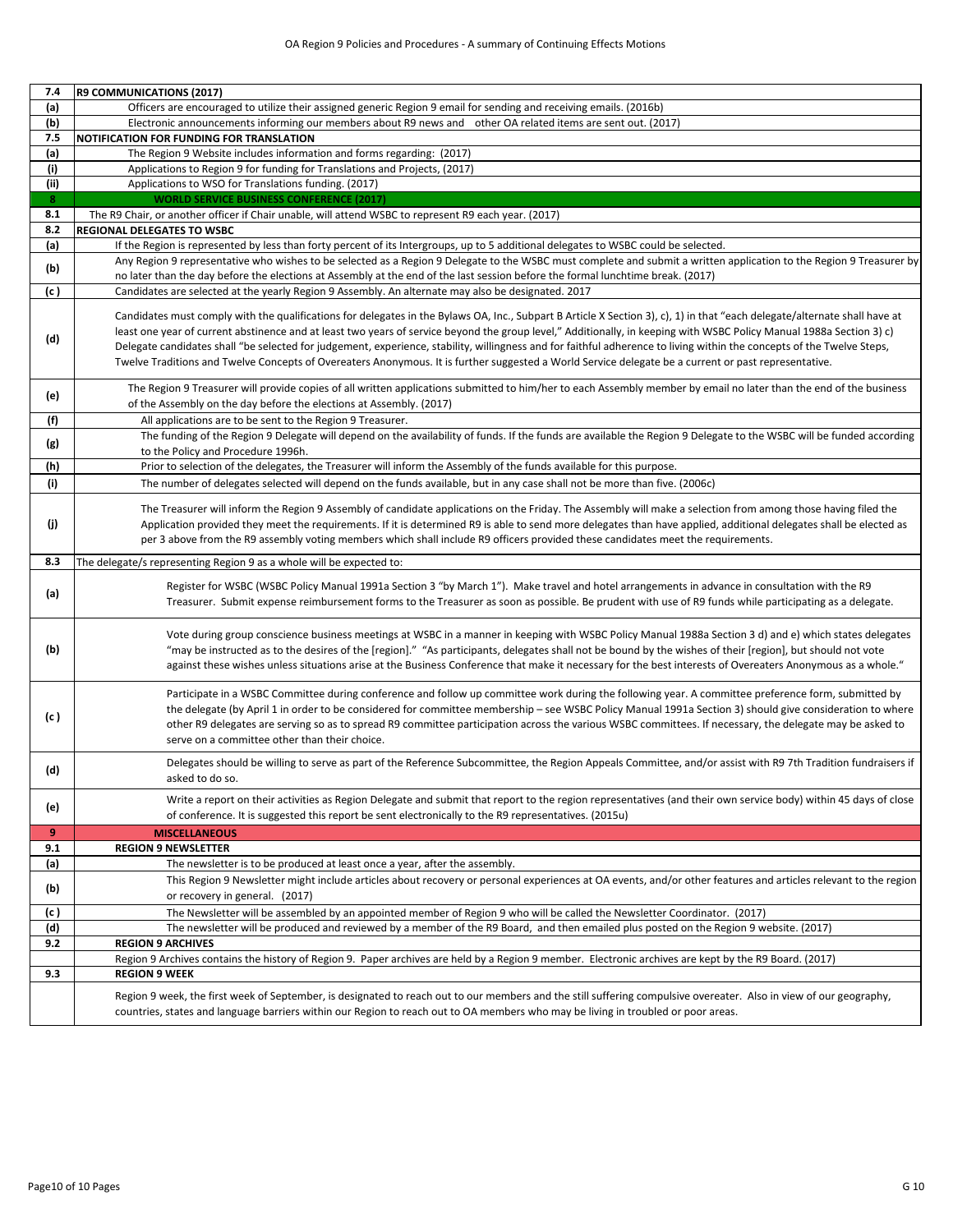| | |
|---|---|
| 7.4 | **R9 COMMUNICATIONS (2017)** |
| (a) | Officers are encouraged to utilize their assigned generic Region 9 email for sending and receiving emails. (2016b) |
| (b) | Electronic announcements informing our members about R9 news and other OA related items are sent out. (2017) |
| 7.5 | **NOTIFICATION FOR FUNDING FOR TRANSLATION** |
| (a) | The Region 9 Website includes information and forms regarding: (2017) |
| (i) | Applications to Region 9 for funding for Translations and Projects, (2017) |
| (ii) | Applications to WSO for Translations funding. (2017) |
| **8** | **WORLD SERVICE BUSINESS CONFERENCE (2017)** |
| 8.1 | The R9 Chair, or another officer if Chair unable, will attend WSBC to represent R9 each year. (2017) |
| 8.2 | **REGIONAL DELEGATES TO WSBC** |
| (a) | If the Region is represented by less than forty percent of its Intergroups, up to 5 additional delegates to WSBC could be selected. |
| (b) | Any Region 9 representative who wishes to be selected as a Region 9 Delegate to the WSBC must complete and submit a written application to the Region 9 Treasurer by no later than the day before the elections at Assembly at the end of the last session before the formal lunchtime break. (2017) |
| (c ) | Candidates are selected at the yearly Region 9 Assembly. An alternate may also be designated. 2017 |
| (d) | Candidates must comply with the qualifications for delegates in the Bylaws OA, Inc., Subpart B Article X Section 3), c), 1) in that "each delegate/alternate shall have at least one year of current abstinence and at least two years of service beyond the group level," Additionally, in keeping with WSBC Policy Manual 1988a Section 3) c) Delegate candidates shall "be selected for judgement, experience, stability, willingness and for faithful adherence to living within the concepts of the Twelve Steps, Twelve Traditions and Twelve Concepts of Overeaters Anonymous. It is further suggested a World Service delegate be a current or past representative. |
| (e) | The Region 9 Treasurer will provide copies of all written applications submitted to him/her to each Assembly member by email no later than the end of the business of the Assembly on the day before the elections at Assembly. (2017) |
| (f) | All applications are to be sent to the Region 9 Treasurer. |
| (g) | The funding of the Region 9 Delegate will depend on the availability of funds. If the funds are available the Region 9 Delegate to the WSBC will be funded according to the Policy and Procedure 1996h. |
| (h) | Prior to selection of the delegates, the Treasurer will inform the Assembly of the funds available for this purpose. |
| (i) | The number of delegates selected will depend on the funds available, but in any case shall not be more than five. (2006c) |
| (j) | The Treasurer will inform the Region 9 Assembly of candidate applications on the Friday. The Assembly will make a selection from among those having filed the Application provided they meet the requirements. If it is determined R9 is able to send more delegates than have applied, additional delegates shall be elected as per 3 above from the R9 assembly voting members which shall include R9 officers provided these candidates meet the requirements. |
| 8.3 | The delegate/s representing Region 9 as a whole will be expected to: |
| (a) | Register for WSBC (WSBC Policy Manual 1991a Section 3 "by March 1"). Make travel and hotel arrangements in advance in consultation with the R9 Treasurer. Submit expense reimbursement forms to the Treasurer as soon as possible. Be prudent with use of R9 funds while participating as a delegate. |
| (b) | Vote during group conscience business meetings at WSBC in a manner in keeping with WSBC Policy Manual 1988a Section 3 d) and e) which states delegates "may be instructed as to the desires of the [region]." "As participants, delegates shall not be bound by the wishes of their [region], but should not vote against these wishes unless situations arise at the Business Conference that make it necessary for the best interests of Overeaters Anonymous as a whole." |
| (c ) | Participate in a WSBC Committee during conference and follow up committee work during the following year. A committee preference form, submitted by the delegate (by April 1 in order to be considered for committee membership – see WSBC Policy Manual 1991a Section 3) should give consideration to where other R9 delegates are serving so as to spread R9 committee participation across the various WSBC committees. If necessary, the delegate may be asked to serve on a committee other than their choice. |
| (d) | Delegates should be willing to serve as part of the Reference Subcommittee, the Region Appeals Committee, and/or assist with R9 7th Tradition fundraisers if asked to do so. |
| (e) | Write a report on their activities as Region Delegate and submit that report to the region representatives (and their own service body) within 45 days of close of conference. It is suggested this report be sent electronically to the R9 representatives. (2015u) |
| **9** | **MISCELLANEOUS** |
| 9.1 | **REGION 9 NEWSLETTER** |
| (a) | The newsletter is to be produced at least once a year, after the assembly. |
| (b) | This Region 9 Newsletter might include articles about recovery or personal experiences at OA events, and/or other features and articles relevant to the region or recovery in general. (2017) |
| (c ) | The Newsletter will be assembled by an appointed member of Region 9 who will be called the Newsletter Coordinator. (2017) |
| (d) | The newsletter will be produced and reviewed by a member of the R9 Board, and then emailed plus posted on the Region 9 website. (2017) |
| 9.2 | **REGION 9 ARCHIVES** |
| | Region 9 Archives contains the history of Region 9. Paper archives are held by a Region 9 member. Electronic archives are kept by the R9 Board. (2017) |
| 9.3 | **REGION 9 WEEK** |
| | Region 9 week, the first week of September, is designated to reach out to our members and the still suffering compulsive overeater. Also in view of our geography, countries, states and language barriers within our Region to reach out to OA members who may be living in troubled or poor areas. |